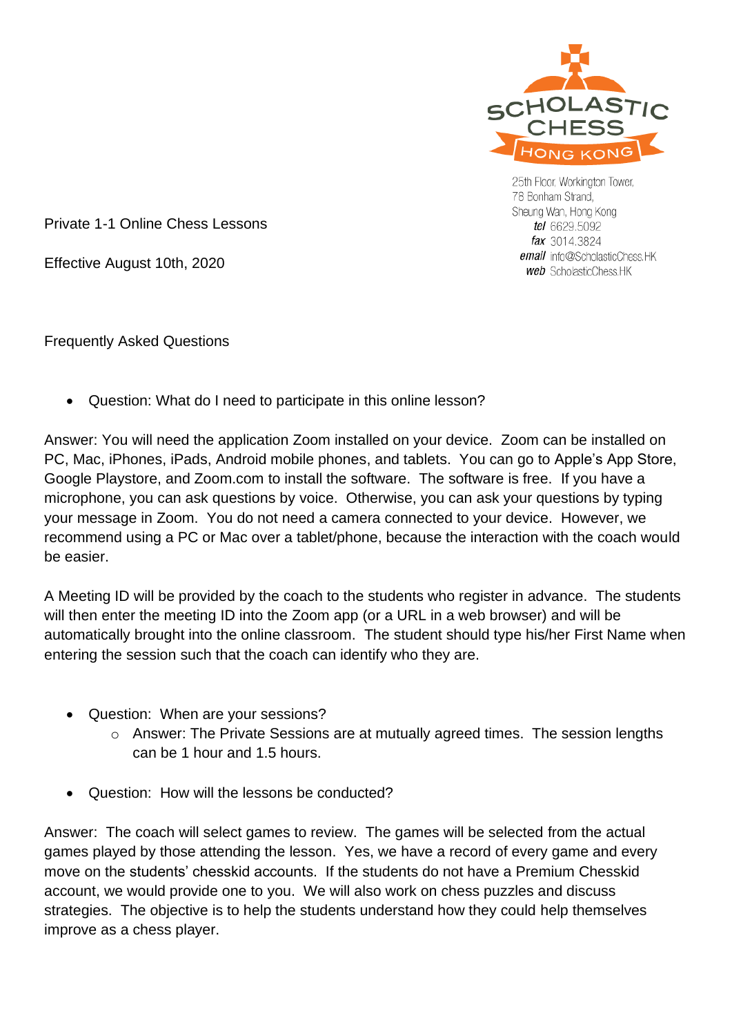SCHOLASTIC CHESS HONG KONG

25th Floor, Workington Tower,
78 Bonham Strand,
Sheung Wan, Hong Kong
*tel* 6629.5092
*fax* 3014.3824
*email* info@ScholasticChess.HK
*web* ScholasticChess.HK

Private 1-1 Online Chess Lessons

Effective August 10th, 2020

Frequently Asked Questions

- Question: What do I need to participate in this online lesson?

Answer: You will need the application Zoom installed on your device. Zoom can be installed on PC, Mac, iPhones, iPads, Android mobile phones, and tablets. You can go to Apple's App Store, Google Playstore, and Zoom.com to install the software. The software is free. If you have a microphone, you can ask questions by voice. Otherwise, you can ask your questions by typing your message in Zoom. You do not need a camera connected to your device. However, we recommend using a PC or Mac over a tablet/phone, because the interaction with the coach would be easier.

A Meeting ID will be provided by the coach to the students who register in advance. The students will then enter the meeting ID into the Zoom app (or a URL in a web browser) and will be automatically brought into the online classroom. The student should type his/her First Name when entering the session such that the coach can identify who they are.

- Question: When are your sessions?
  - Answer: The Private Sessions are at mutually agreed times. The session lengths can be 1 hour and 1.5 hours.

- Question: How will the lessons be conducted?

Answer: The coach will select games to review. The games will be selected from the actual games played by those attending the lesson. Yes, we have a record of every game and every move on the students' chesskid accounts. If the students do not have a Premium Chesskid account, we would provide one to you. We will also work on chess puzzles and discuss strategies. The objective is to help the students understand how they could help themselves improve as a chess player.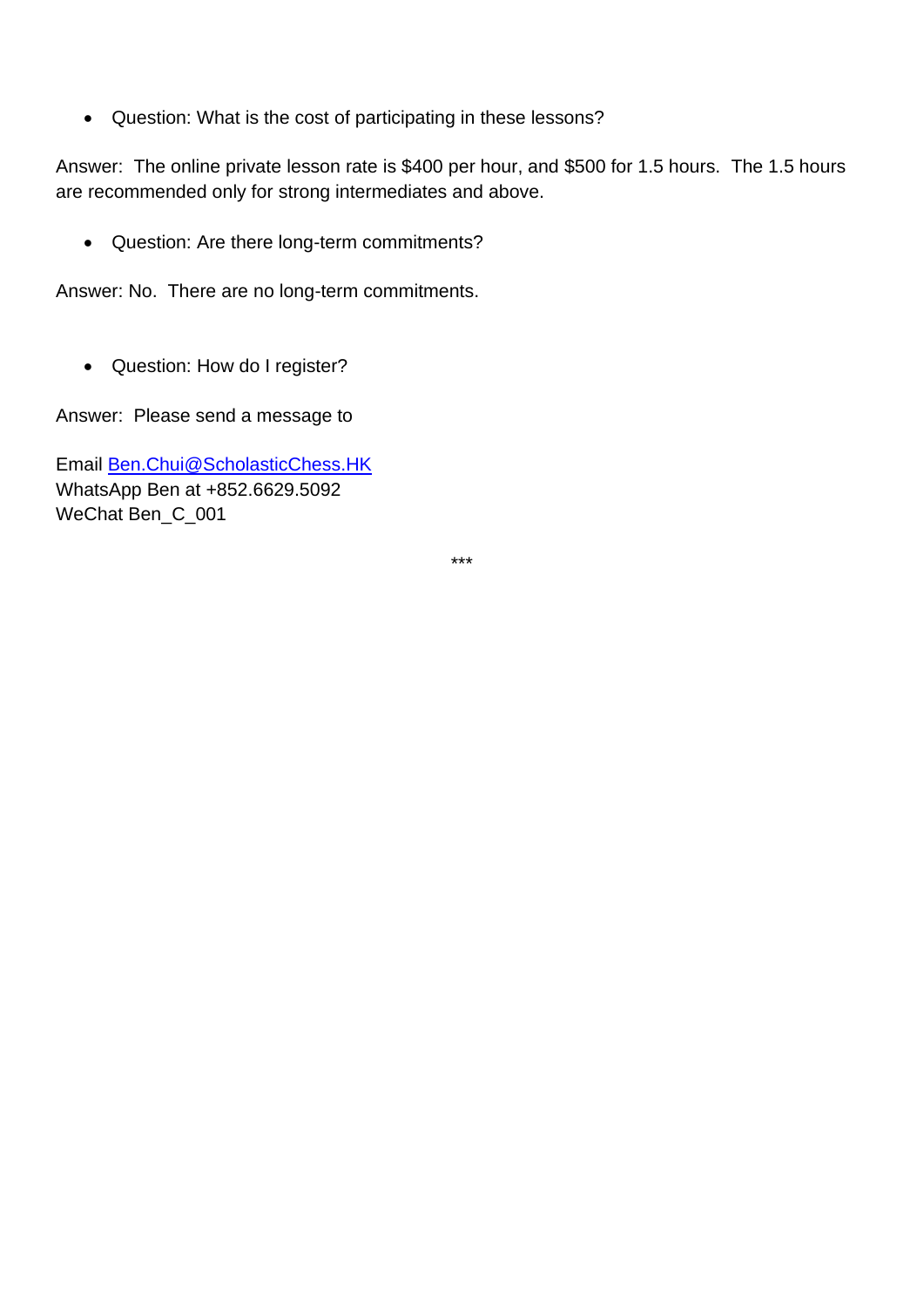- Question: What is the cost of participating in these lessons?

Answer: The online private lesson rate is $400 per hour, and $500 for 1.5 hours. The 1.5 hours are recommended only for strong intermediates and above.

- Question: Are there long-term commitments?

Answer: No. There are no long-term commitments.

- Question: How do I register?

Answer: Please send a message to

Email Ben.Chui@ScholasticChess.HK
WhatsApp Ben at +852.6629.5092
WeChat Ben_C_001

***